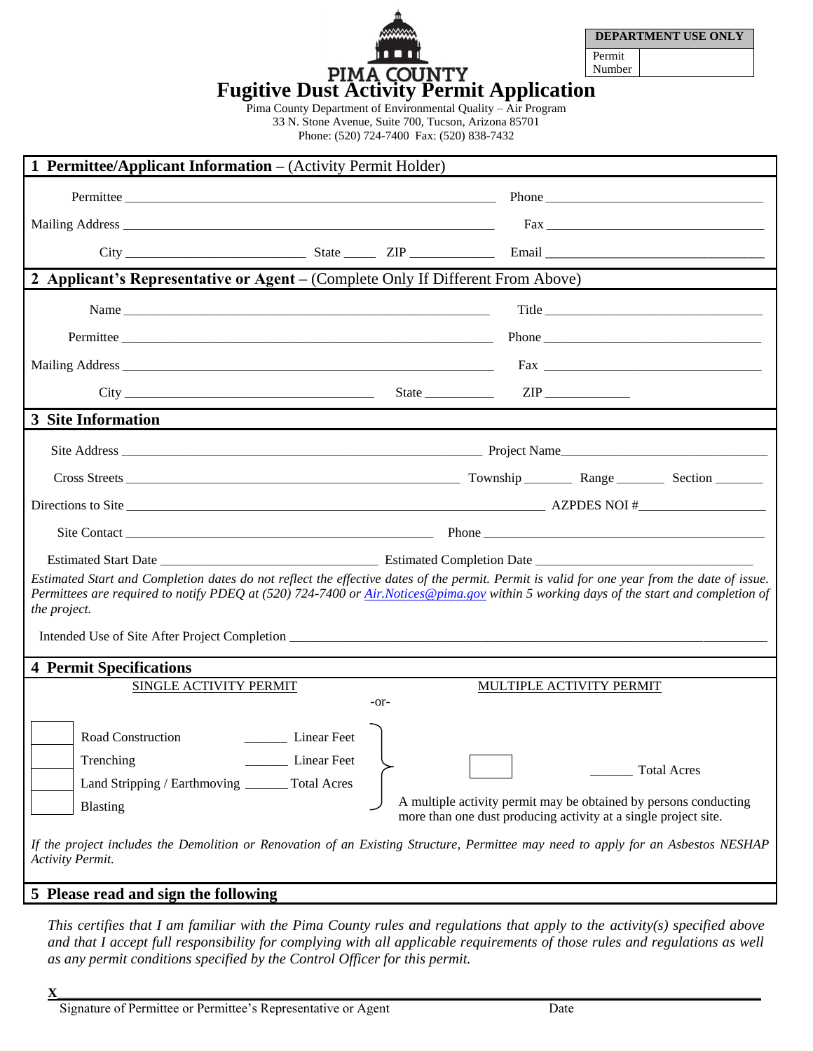| DEPARTMENT USE ONLY | |
|---|---|
| Permit Number | |

PIMA COUNTY

# Fugitive Dust Activity Permit Application

Pima County Department of Environmental Quality – Air Program
33 N. Stone Avenue, Suite 700, Tucson, Arizona 85701
Phone: (520) 724-7400 Fax: (520) 838-7432

## 1 Permittee/Applicant Information – (Activity Permit Holder)

Permittee ______________________________ Phone ______________________

Mailing Address ______________________________ Fax ______________________

City ______________ State _____ ZIP __________ Email ______________________

## 2 Applicant's Representative or Agent – (Complete Only If Different From Above)

Name ______________________________ Title ______________________

Permittee ______________________________ Phone ______________________

Mailing Address ______________________________ Fax ______________________

City ______________________ State __________ ZIP __________

## 3 Site Information

Site Address ______________________________ Project Name______________________

Cross Streets ______________________________ Township _______ Range _______ Section _______

Directions to Site ______________________________ AZPDES NOI #__________________

Site Contact ______________________________ Phone ______________________

Estimated Start Date ______________________ Estimated Completion Date ______________________

*Estimated Start and Completion dates do not reflect the effective dates of the permit. Permit is valid for one year from the date of issue. Permittees are required to notify PDEQ at (520) 724-7400 or Air.Notices@pima.gov within 5 working days of the start and completion of the project.*

Intended Use of Site After Project Completion ______________________________

## 4 Permit Specifications

SINGLE ACTIVITY PERMIT -or- MULTIPLE ACTIVITY PERMIT

**Single Activity Permit:**

- ☐ Road Construction _______ Linear Feet
- ☐ Trenching _______ Linear Feet
- ☐ Land Stripping / Earthmoving _______ Total Acres
- ☐ Blasting

**Multiple Activity Permit:**

☐ _______ Total Acres

A multiple activity permit may be obtained by persons conducting more than one dust producing activity at a single project site.

*If the project includes the Demolition or Renovation of an Existing Structure, Permittee may need to apply for an Asbestos NESHAP Activity Permit.*

## 5 Please read and sign the following

*This certifies that I am familiar with the Pima County rules and regulations that apply to the activity(s) specified above and that I accept full responsibility for complying with all applicable requirements of those rules and regulations as well as any permit conditions specified by the Control Officer for this permit.*

X______________________________________________________________

Signature of Permittee or Permittee's Representative or Agent Date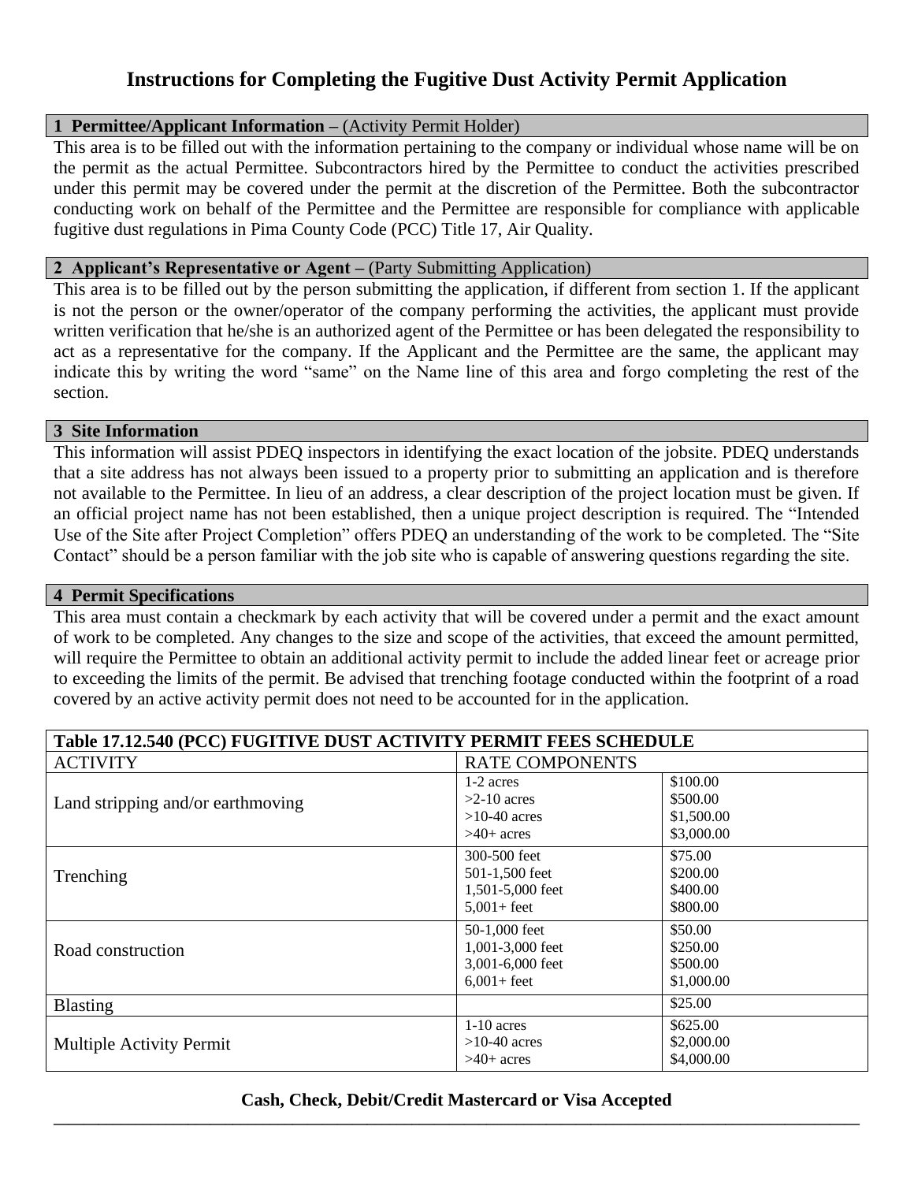# Instructions for Completing the Fugitive Dust Activity Permit Application

## 1 Permittee/Applicant Information – (Activity Permit Holder)

This area is to be filled out with the information pertaining to the company or individual whose name will be on the permit as the actual Permittee. Subcontractors hired by the Permittee to conduct the activities prescribed under this permit may be covered under the permit at the discretion of the Permittee. Both the subcontractor conducting work on behalf of the Permittee and the Permittee are responsible for compliance with applicable fugitive dust regulations in Pima County Code (PCC) Title 17, Air Quality.

## 2 Applicant's Representative or Agent – (Party Submitting Application)

This area is to be filled out by the person submitting the application, if different from section 1. If the applicant is not the person or the owner/operator of the company performing the activities, the applicant must provide written verification that he/she is an authorized agent of the Permittee or has been delegated the responsibility to act as a representative for the company. If the Applicant and the Permittee are the same, the applicant may indicate this by writing the word "same" on the Name line of this area and forgo completing the rest of the section.

## 3 Site Information

This information will assist PDEQ inspectors in identifying the exact location of the jobsite. PDEQ understands that a site address has not always been issued to a property prior to submitting an application and is therefore not available to the Permittee. In lieu of an address, a clear description of the project location must be given. If an official project name has not been established, then a unique project description is required. The "Intended Use of the Site after Project Completion" offers PDEQ an understanding of the work to be completed. The "Site Contact" should be a person familiar with the job site who is capable of answering questions regarding the site.

## 4 Permit Specifications

This area must contain a checkmark by each activity that will be covered under a permit and the exact amount of work to be completed. Any changes to the size and scope of the activities, that exceed the amount permitted, will require the Permittee to obtain an additional activity permit to include the added linear feet or acreage prior to exceeding the limits of the permit. Be advised that trenching footage conducted within the footprint of a road covered by an active activity permit does not need to be accounted for in the application.

| Table 17.12.540 (PCC) FUGITIVE DUST ACTIVITY PERMIT FEES SCHEDULE | | |
|---|---|---|
| ACTIVITY | RATE COMPONENTS | |
| Land stripping and/or earthmoving | 1-2 acres<br>>2-10 acres<br>>10-40 acres<br>>40+ acres | \$100.00<br>\$500.00<br>\$1,500.00<br>\$3,000.00 |
| Trenching | 300-500 feet<br>501-1,500 feet<br>1,501-5,000 feet<br>5,001+ feet | \$75.00<br>\$200.00<br>\$400.00<br>\$800.00 |
| Road construction | 50-1,000 feet<br>1,001-3,000 feet<br>3,001-6,000 feet<br>6,001+ feet | \$50.00<br>\$250.00<br>\$500.00<br>\$1,000.00 |
| Blasting | | \$25.00 |
| Multiple Activity Permit | 1-10 acres<br>>10-40 acres<br>>40+ acres | \$625.00<br>\$2,000.00<br>\$4,000.00 |

**Cash, Check, Debit/Credit Mastercard or Visa Accepted**